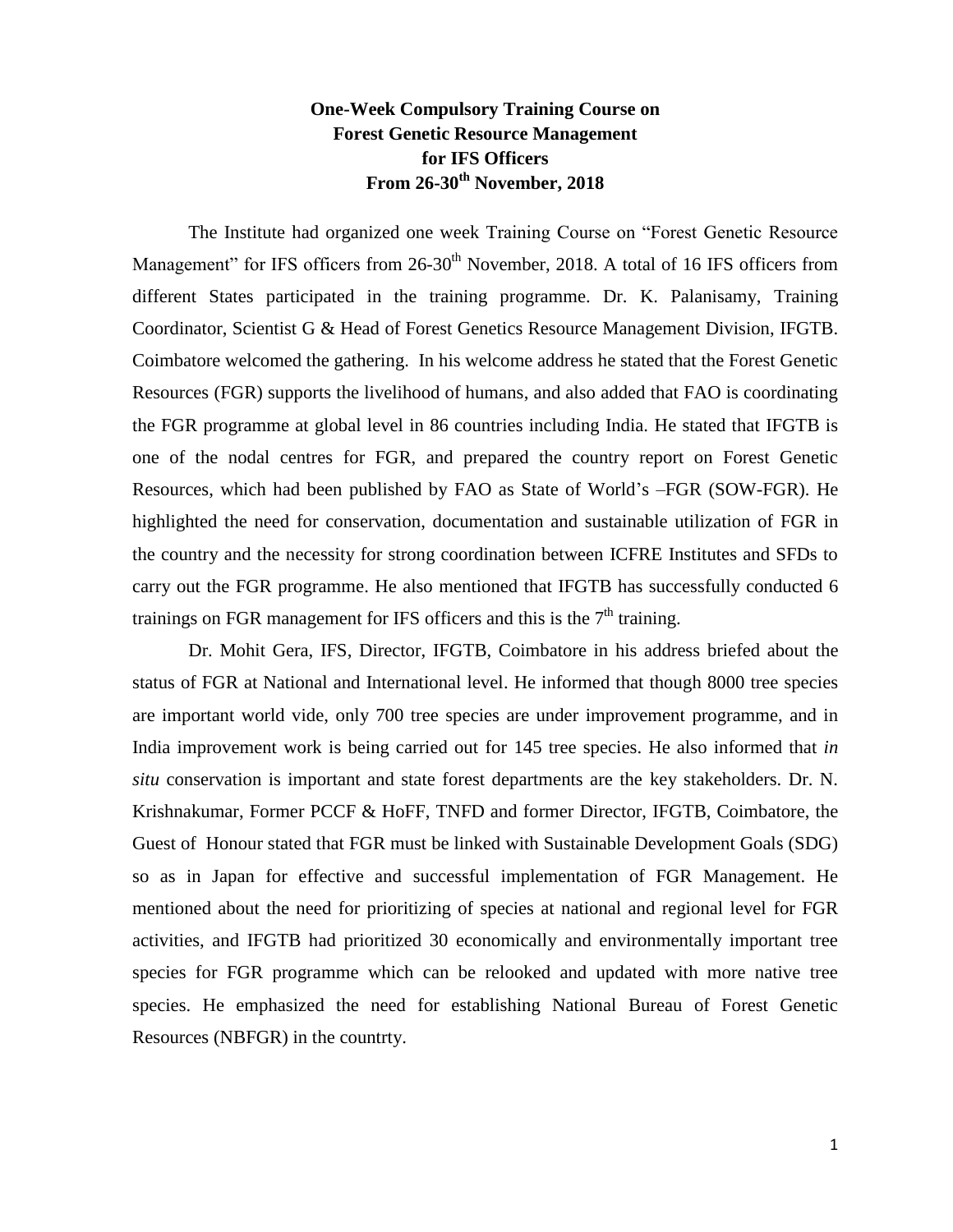# One-Week Compulsory Training Course on Forest Genetic Resource Management for IFS Officers From 26-30th November, 2018

The Institute had organized one week Training Course on "Forest Genetic Resource Management" for IFS officers from 26-30th November, 2018. A total of 16 IFS officers from different States participated in the training programme. Dr. K. Palanisamy, Training Coordinator, Scientist G & Head of Forest Genetics Resource Management Division, IFGTB. Coimbatore welcomed the gathering. In his welcome address he stated that the Forest Genetic Resources (FGR) supports the livelihood of humans, and also added that FAO is coordinating the FGR programme at global level in 86 countries including India. He stated that IFGTB is one of the nodal centres for FGR, and prepared the country report on Forest Genetic Resources, which had been published by FAO as State of World's –FGR (SOW-FGR). He highlighted the need for conservation, documentation and sustainable utilization of FGR in the country and the necessity for strong coordination between ICFRE Institutes and SFDs to carry out the FGR programme. He also mentioned that IFGTB has successfully conducted 6 trainings on FGR management for IFS officers and this is the 7th training.

Dr. Mohit Gera, IFS, Director, IFGTB, Coimbatore in his address briefed about the status of FGR at National and International level. He informed that though 8000 tree species are important world vide, only 700 tree species are under improvement programme, and in India improvement work is being carried out for 145 tree species. He also informed that *in situ* conservation is important and state forest departments are the key stakeholders. Dr. N. Krishnakumar, Former PCCF & HoFF, TNFD and former Director, IFGTB, Coimbatore, the Guest of Honour stated that FGR must be linked with Sustainable Development Goals (SDG) so as in Japan for effective and successful implementation of FGR Management. He mentioned about the need for prioritizing of species at national and regional level for FGR activities, and IFGTB had prioritized 30 economically and environmentally important tree species for FGR programme which can be relooked and updated with more native tree species. He emphasized the need for establishing National Bureau of Forest Genetic Resources (NBFGR) in the countrty.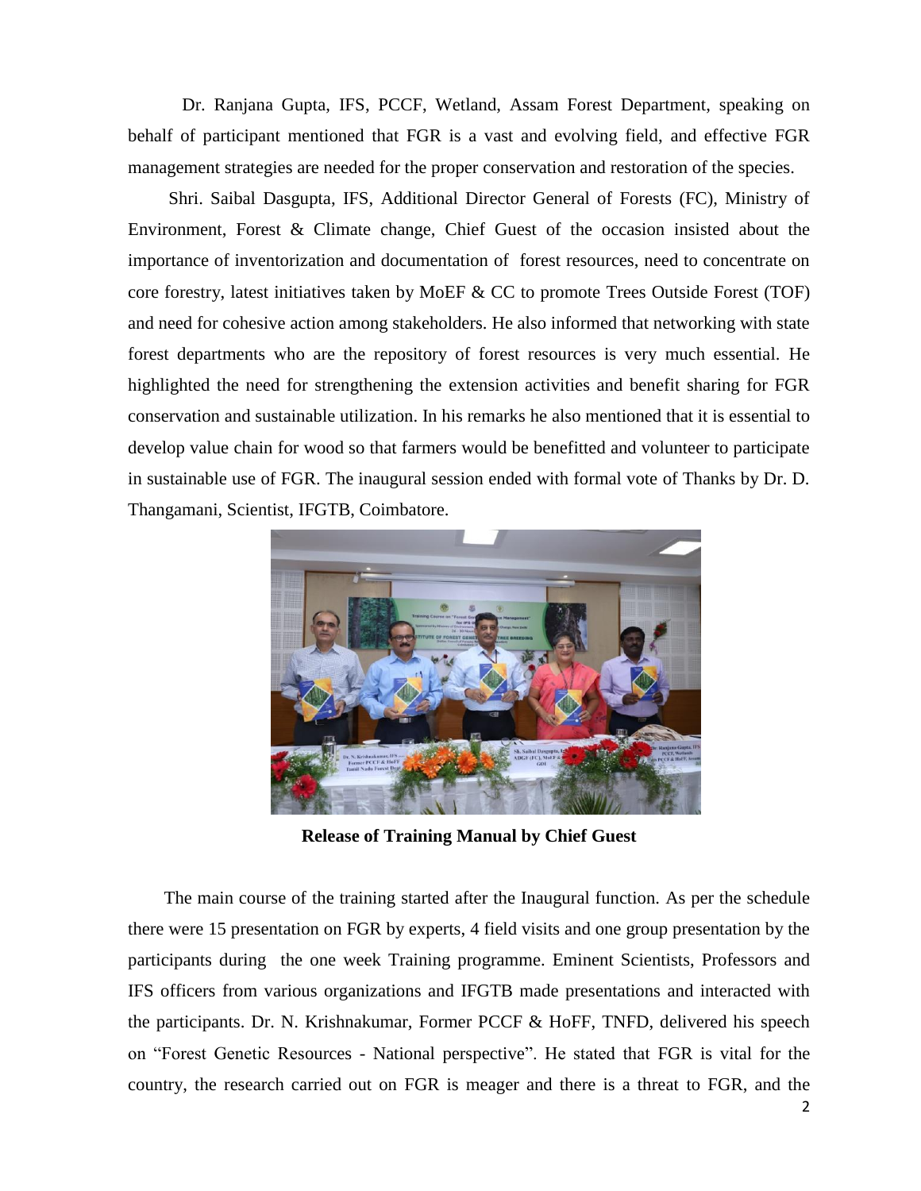Dr. Ranjana Gupta, IFS, PCCF, Wetland, Assam Forest Department, speaking on behalf of participant mentioned that FGR is a vast and evolving field, and effective FGR management strategies are needed for the proper conservation and restoration of the species.

Shri. Saibal Dasgupta, IFS, Additional Director General of Forests (FC), Ministry of Environment, Forest & Climate change, Chief Guest of the occasion insisted about the importance of inventorization and documentation of forest resources, need to concentrate on core forestry, latest initiatives taken by MoEF & CC to promote Trees Outside Forest (TOF) and need for cohesive action among stakeholders. He also informed that networking with state forest departments who are the repository of forest resources is very much essential. He highlighted the need for strengthening the extension activities and benefit sharing for FGR conservation and sustainable utilization. In his remarks he also mentioned that it is essential to develop value chain for wood so that farmers would be benefitted and volunteer to participate in sustainable use of FGR. The inaugural session ended with formal vote of Thanks by Dr. D. Thangamani, Scientist, IFGTB, Coimbatore.

**Release of Training Manual by Chief Guest**

The main course of the training started after the Inaugural function. As per the schedule there were 15 presentation on FGR by experts, 4 field visits and one group presentation by the participants during the one week Training programme. Eminent Scientists, Professors and IFS officers from various organizations and IFGTB made presentations and interacted with the participants. Dr. N. Krishnakumar, Former PCCF & HoFF, TNFD, delivered his speech on "Forest Genetic Resources - National perspective". He stated that FGR is vital for the country, the research carried out on FGR is meager and there is a threat to FGR, and the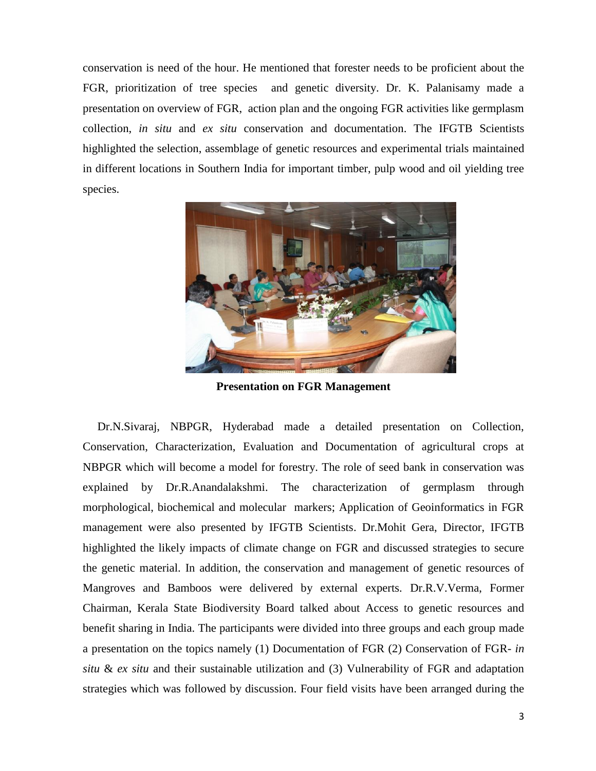conservation is need of the hour. He mentioned that forester needs to be proficient about the FGR, prioritization of tree species and genetic diversity. Dr. K. Palanisamy made a presentation on overview of FGR, action plan and the ongoing FGR activities like germplasm collection, *in situ* and *ex situ* conservation and documentation. The IFGTB Scientists highlighted the selection, assemblage of genetic resources and experimental trials maintained in different locations in Southern India for important timber, pulp wood and oil yielding tree species.

**Presentation on FGR Management**

Dr.N.Sivaraj, NBPGR, Hyderabad made a detailed presentation on Collection, Conservation, Characterization, Evaluation and Documentation of agricultural crops at NBPGR which will become a model for forestry. The role of seed bank in conservation was explained by Dr.R.Anandalakshmi. The characterization of germplasm through morphological, biochemical and molecular markers; Application of Geoinformatics in FGR management were also presented by IFGTB Scientists. Dr.Mohit Gera, Director, IFGTB highlighted the likely impacts of climate change on FGR and discussed strategies to secure the genetic material. In addition, the conservation and management of genetic resources of Mangroves and Bamboos were delivered by external experts. Dr.R.V.Verma, Former Chairman, Kerala State Biodiversity Board talked about Access to genetic resources and benefit sharing in India. The participants were divided into three groups and each group made a presentation on the topics namely (1) Documentation of FGR (2) Conservation of FGR- *in situ* & *ex situ* and their sustainable utilization and (3) Vulnerability of FGR and adaptation strategies which was followed by discussion. Four field visits have been arranged during the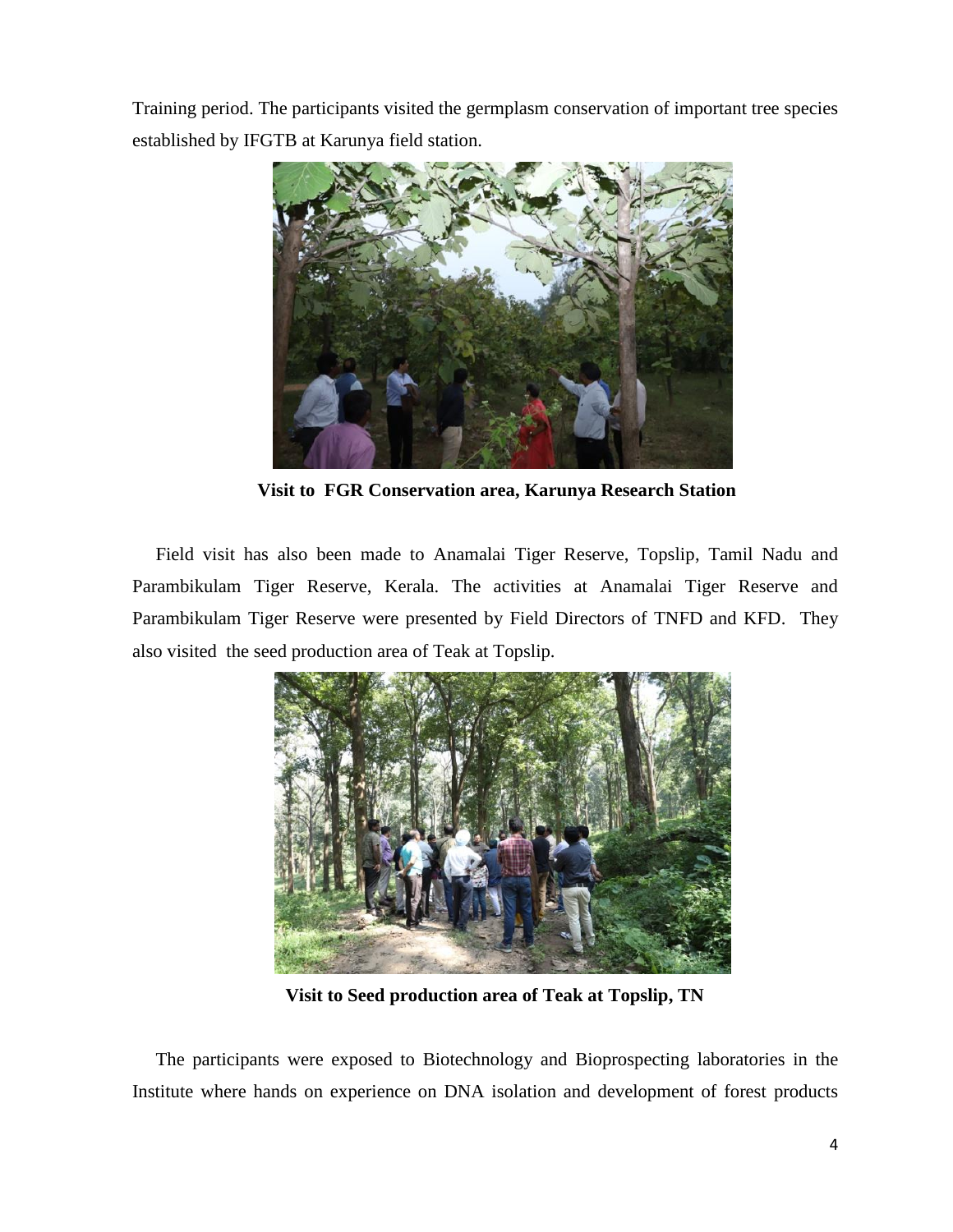Training period. The participants visited the germplasm conservation of important tree species established by IFGTB at Karunya field station.

**Visit to FGR Conservation area, Karunya Research Station**

Field visit has also been made to Anamalai Tiger Reserve, Topslip, Tamil Nadu and Parambikulam Tiger Reserve, Kerala. The activities at Anamalai Tiger Reserve and Parambikulam Tiger Reserve were presented by Field Directors of TNFD and KFD. They also visited the seed production area of Teak at Topslip.

**Visit to Seed production area of Teak at Topslip, TN**

The participants were exposed to Biotechnology and Bioprospecting laboratories in the Institute where hands on experience on DNA isolation and development of forest products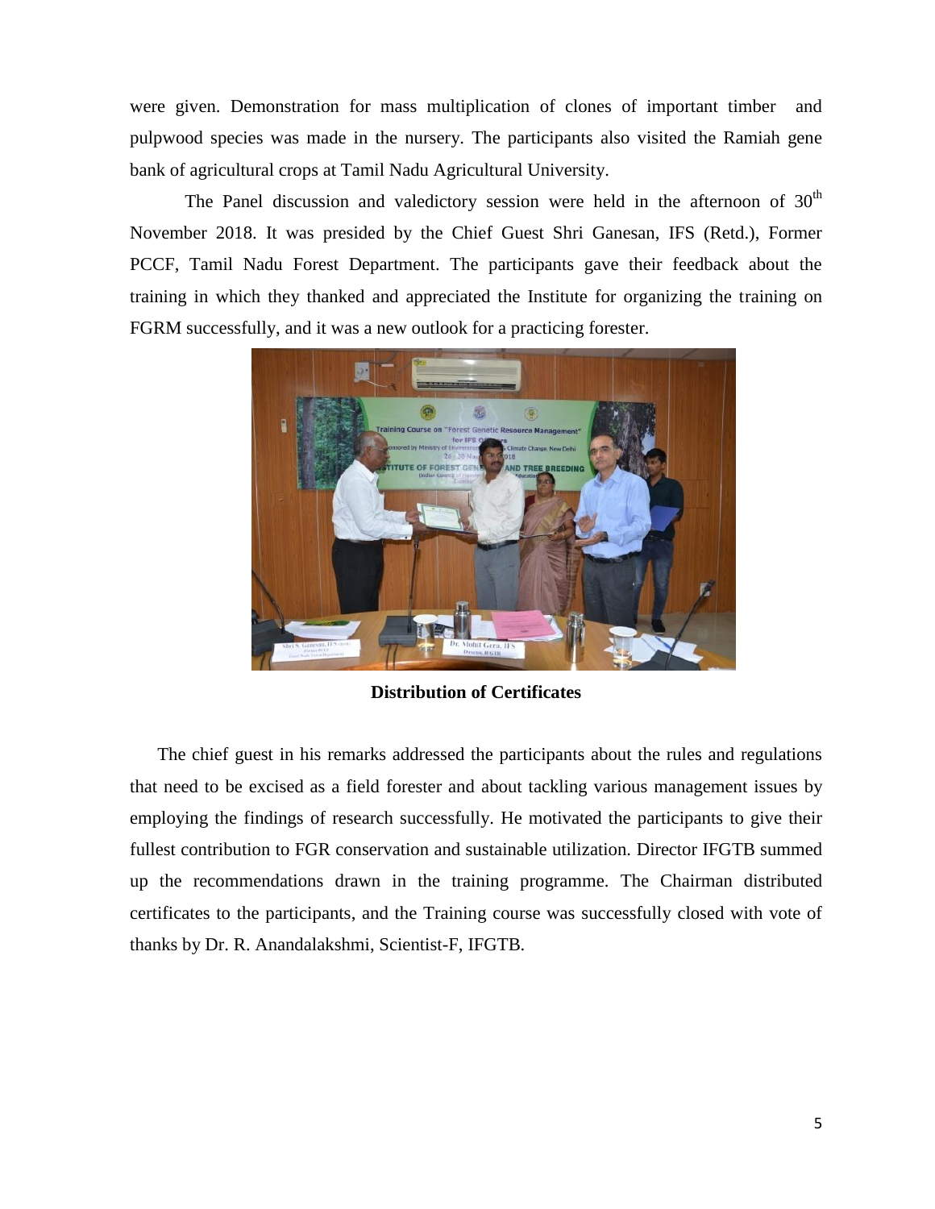were given. Demonstration for mass multiplication of clones of important timber and pulpwood species was made in the nursery. The participants also visited the Ramiah gene bank of agricultural crops at Tamil Nadu Agricultural University.

The Panel discussion and valedictory session were held in the afternoon of 30th November 2018. It was presided by the Chief Guest Shri Ganesan, IFS (Retd.), Former PCCF, Tamil Nadu Forest Department. The participants gave their feedback about the training in which they thanked and appreciated the Institute for organizing the training on FGRM successfully, and it was a new outlook for a practicing forester.

**Distribution of Certificates**

The chief guest in his remarks addressed the participants about the rules and regulations that need to be excised as a field forester and about tackling various management issues by employing the findings of research successfully. He motivated the participants to give their fullest contribution to FGR conservation and sustainable utilization. Director IFGTB summed up the recommendations drawn in the training programme. The Chairman distributed certificates to the participants, and the Training course was successfully closed with vote of thanks by Dr. R. Anandalakshmi, Scientist-F, IFGTB.